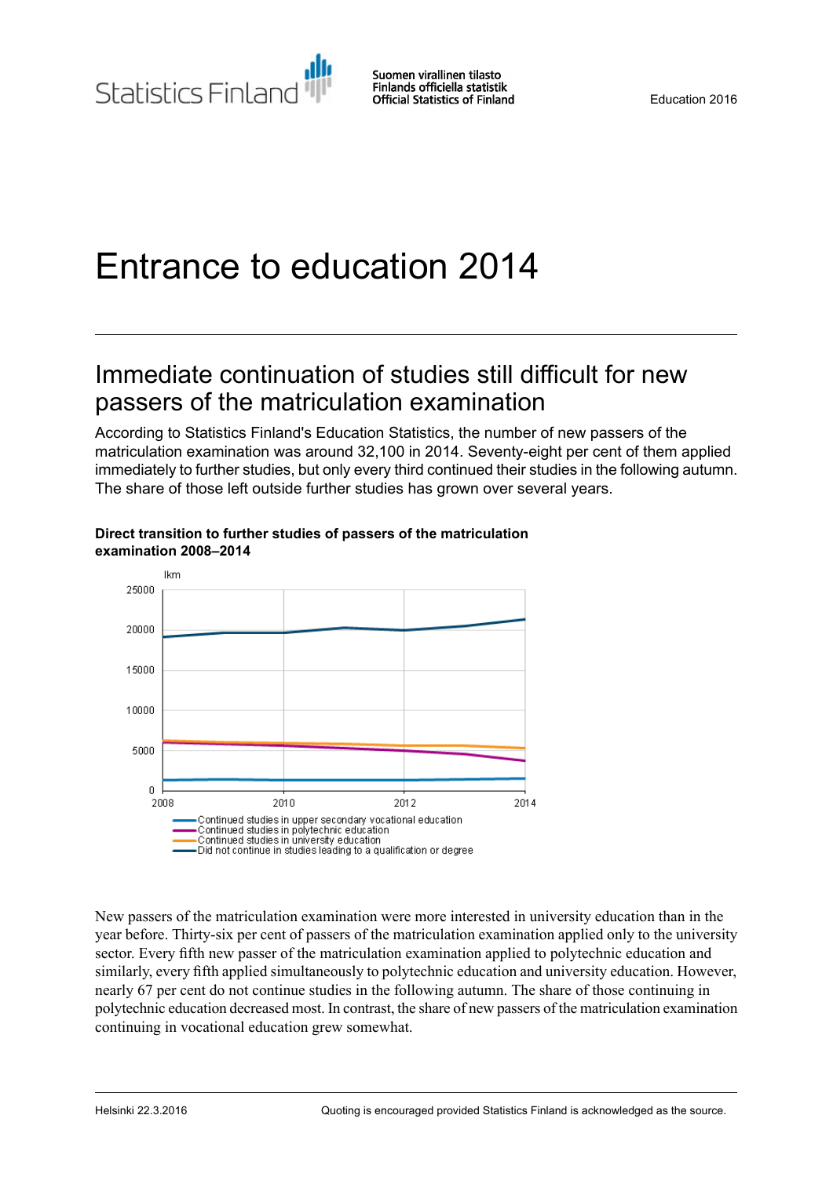Statistics Finland

Suomen virallinen tilasto
Finlands officiella statistik
Official Statistics of Finland

Education 2016

# Entrance to education 2014

## Immediate continuation of studies still difficult for new passers of the matriculation examination

According to Statistics Finland's Education Statistics, the number of new passers of the matriculation examination was around 32,100 in 2014. Seventy-eight per cent of them applied immediately to further studies, but only every third continued their studies in the following autumn. The share of those left outside further studies has grown over several years.

**Direct transition to further studies of passers of the matriculation examination 2008–2014**

New passers of the matriculation examination were more interested in university education than in the year before. Thirty-six per cent of passers of the matriculation examination applied only to the university sector. Every fifth new passer of the matriculation examination applied to polytechnic education and similarly, every fifth applied simultaneously to polytechnic education and university education. However, nearly 67 per cent do not continue studies in the following autumn. The share of those continuing in polytechnic education decreased most. In contrast, the share of new passers of the matriculation examination continuing in vocational education grew somewhat.

Helsinki 22.3.2016

Quoting is encouraged provided Statistics Finland is acknowledged as the source.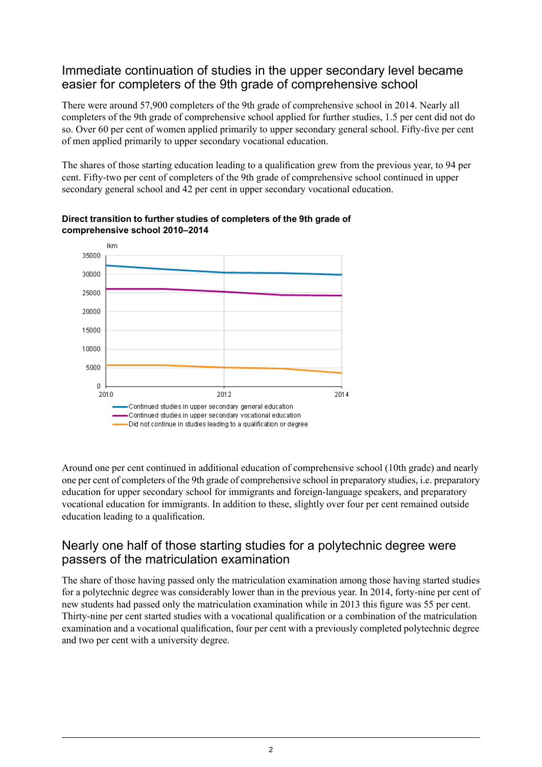## Immediate continuation of studies in the upper secondary level became easier for completers of the 9th grade of comprehensive school

There were around 57,900 completers of the 9th grade of comprehensive school in 2014. Nearly all completers of the 9th grade of comprehensive school applied for further studies, 1.5 per cent did not do so. Over 60 per cent of women applied primarily to upper secondary general school. Fifty-five per cent of men applied primarily to upper secondary vocational education.

The shares of those starting education leading to a qualification grew from the previous year, to 94 per cent. Fifty-two per cent of completers of the 9th grade of comprehensive school continued in upper secondary general school and 42 per cent in upper secondary vocational education.

**Direct transition to further studies of completers of the 9th grade of comprehensive school 2010–2014**

Around one per cent continued in additional education of comprehensive school (10th grade) and nearly one per cent of completers of the 9th grade of comprehensive school in preparatory studies, i.e. preparatory education for upper secondary school for immigrants and foreign-language speakers, and preparatory vocational education for immigrants. In addition to these, slightly over four per cent remained outside education leading to a qualification.

## Nearly one half of those starting studies for a polytechnic degree were passers of the matriculation examination

The share of those having passed only the matriculation examination among those having started studies for a polytechnic degree was considerably lower than in the previous year. In 2014, forty-nine per cent of new students had passed only the matriculation examination while in 2013 this figure was 55 per cent. Thirty-nine per cent started studies with a vocational qualification or a combination of the matriculation examination and a vocational qualification, four per cent with a previously completed polytechnic degree and two per cent with a university degree.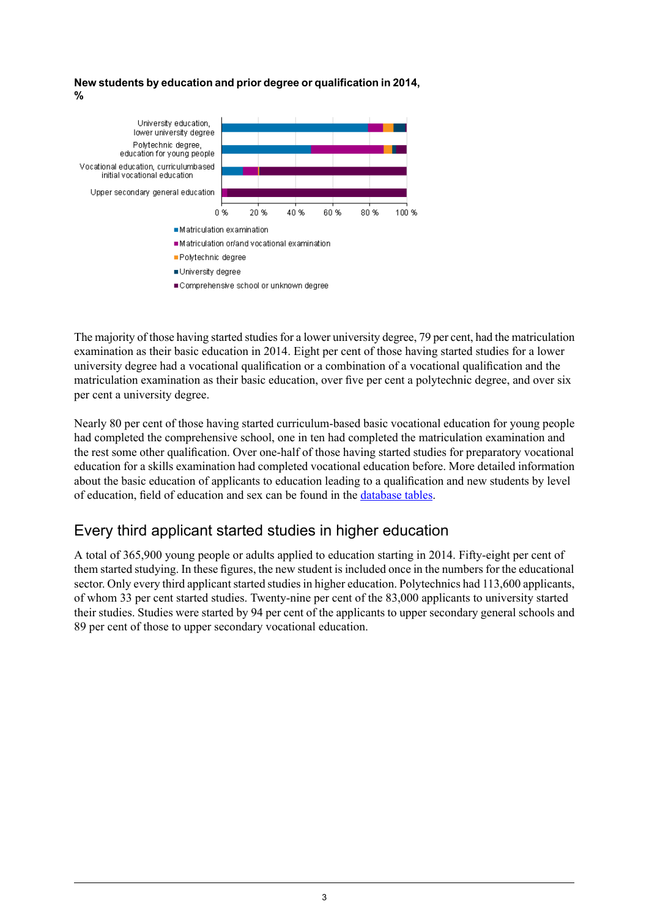**New students by education and prior degree or qualification in 2014, %**

The majority of those having started studies for a lower university degree, 79 per cent, had the matriculation examination as their basic education in 2014. Eight per cent of those having started studies for a lower university degree had a vocational qualification or a combination of a vocational qualification and the matriculation examination as their basic education, over five per cent a polytechnic degree, and over six per cent a university degree.

Nearly 80 per cent of those having started curriculum-based basic vocational education for young people had completed the comprehensive school, one in ten had completed the matriculation examination and the rest some other qualification. Over one-half of those having started studies for preparatory vocational education for a skills examination had completed vocational education before. More detailed information about the basic education of applicants to education leading to a qualification and new students by level of education, field of education and sex can be found in the database tables.

## Every third applicant started studies in higher education

A total of 365,900 young people or adults applied to education starting in 2014. Fifty-eight per cent of them started studying. In these figures, the new student is included once in the numbers for the educational sector. Only every third applicant started studies in higher education. Polytechnics had 113,600 applicants, of whom 33 per cent started studies. Twenty-nine per cent of the 83,000 applicants to university started their studies. Studies were started by 94 per cent of the applicants to upper secondary general schools and 89 per cent of those to upper secondary vocational education.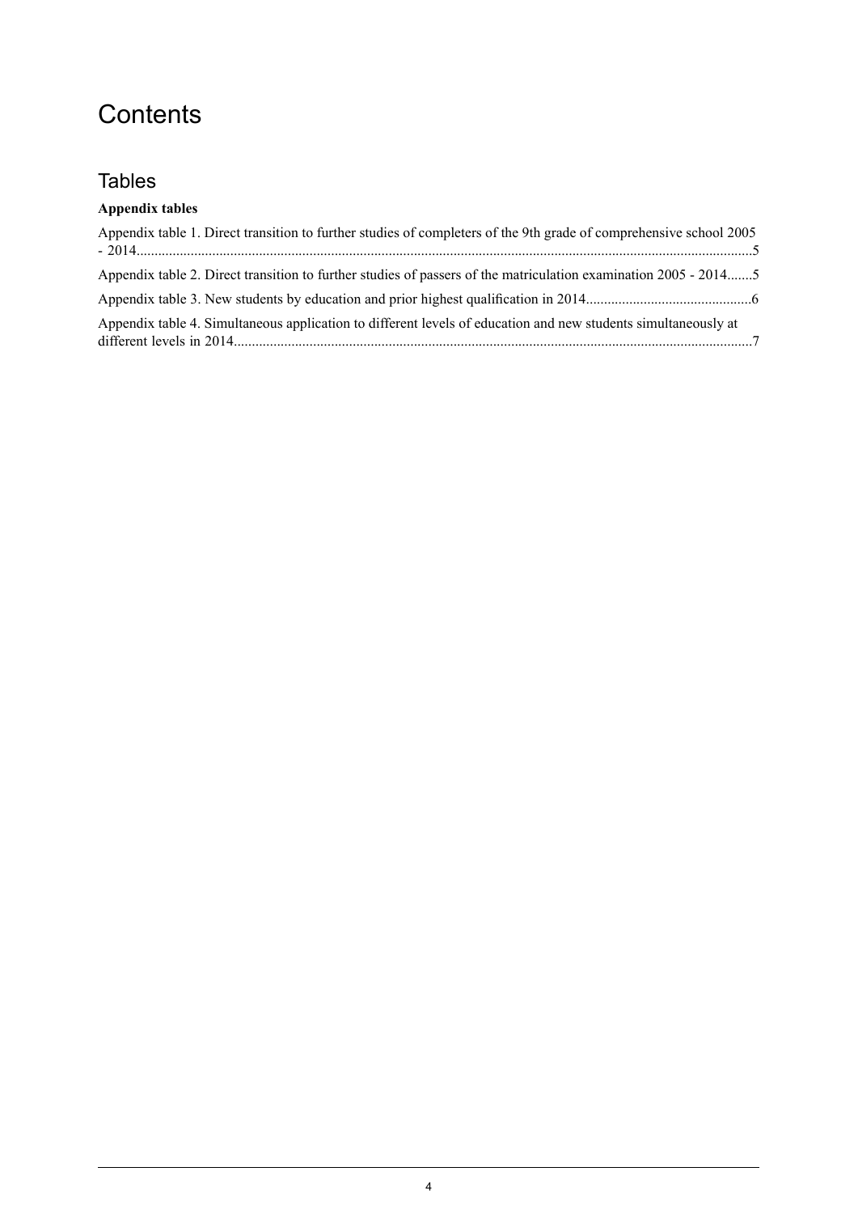# Contents

## Tables

**Appendix tables**

Appendix table 1. Direct transition to further studies of completers of the 9th grade of comprehensive school 2005 - 2014..........5

Appendix table 2. Direct transition to further studies of passers of the matriculation examination 2005 - 2014.......5

Appendix table 3. New students by education and prior highest qualification in 2014..........6

Appendix table 4. Simultaneous application to different levels of education and new students simultaneously at different levels in 2014..........7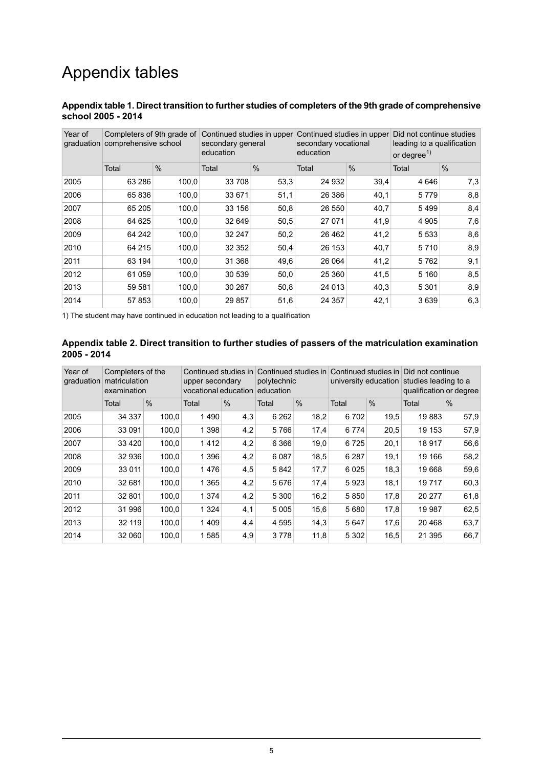# Appendix tables

**Appendix table 1. Direct transition to further studies of completers of the 9th grade of comprehensive school 2005 - 2014**

| Year of graduation | Completers of 9th grade of comprehensive school | | Continued studies in upper secondary general education | | Continued studies in upper secondary vocational education | | Did not continue studies leading to a qualification or degree[1] | |
|---|---|---|---|---|---|---|---|---|
| | Total | % | Total | % | Total | % | Total | % |
| 2005 | 63 286 | 100,0 | 33 708 | 53,3 | 24 932 | 39,4 | 4 646 | 7,3 |
| 2006 | 65 836 | 100,0 | 33 671 | 51,1 | 26 386 | 40,1 | 5 779 | 8,8 |
| 2007 | 65 205 | 100,0 | 33 156 | 50,8 | 26 550 | 40,7 | 5 499 | 8,4 |
| 2008 | 64 625 | 100,0 | 32 649 | 50,5 | 27 071 | 41,9 | 4 905 | 7,6 |
| 2009 | 64 242 | 100,0 | 32 247 | 50,2 | 26 462 | 41,2 | 5 533 | 8,6 |
| 2010 | 64 215 | 100,0 | 32 352 | 50,4 | 26 153 | 40,7 | 5 710 | 8,9 |
| 2011 | 63 194 | 100,0 | 31 368 | 49,6 | 26 064 | 41,2 | 5 762 | 9,1 |
| 2012 | 61 059 | 100,0 | 30 539 | 50,0 | 25 360 | 41,5 | 5 160 | 8,5 |
| 2013 | 59 581 | 100,0 | 30 267 | 50,8 | 24 013 | 40,3 | 5 301 | 8,9 |
| 2014 | 57 853 | 100,0 | 29 857 | 51,6 | 24 357 | 42,1 | 3 639 | 6,3 |

1) The student may have continued in education not leading to a qualification

**Appendix table 2. Direct transition to further studies of passers of the matriculation examination 2005 - 2014**

| Year of graduation | Completers of the matriculation examination | | Continued studies in upper secondary vocational education | | Continued studies in polytechnic education | | Continued studies in university education | | Did not continue studies leading to a qualification or degree | |
|---|---|---|---|---|---|---|---|---|---|---|
| | Total | % | Total | % | Total | % | Total | % | Total | % |
| 2005 | 34 337 | 100,0 | 1 490 | 4,3 | 6 262 | 18,2 | 6 702 | 19,5 | 19 883 | 57,9 |
| 2006 | 33 091 | 100,0 | 1 398 | 4,2 | 5 766 | 17,4 | 6 774 | 20,5 | 19 153 | 57,9 |
| 2007 | 33 420 | 100,0 | 1 412 | 4,2 | 6 366 | 19,0 | 6 725 | 20,1 | 18 917 | 56,6 |
| 2008 | 32 936 | 100,0 | 1 396 | 4,2 | 6 087 | 18,5 | 6 287 | 19,1 | 19 166 | 58,2 |
| 2009 | 33 011 | 100,0 | 1 476 | 4,5 | 5 842 | 17,7 | 6 025 | 18,3 | 19 668 | 59,6 |
| 2010 | 32 681 | 100,0 | 1 365 | 4,2 | 5 676 | 17,4 | 5 923 | 18,1 | 19 717 | 60,3 |
| 2011 | 32 801 | 100,0 | 1 374 | 4,2 | 5 300 | 16,2 | 5 850 | 17,8 | 20 277 | 61,8 |
| 2012 | 31 996 | 100,0 | 1 324 | 4,1 | 5 005 | 15,6 | 5 680 | 17,8 | 19 987 | 62,5 |
| 2013 | 32 119 | 100,0 | 1 409 | 4,4 | 4 595 | 14,3 | 5 647 | 17,6 | 20 468 | 63,7 |
| 2014 | 32 060 | 100,0 | 1 585 | 4,9 | 3 778 | 11,8 | 5 302 | 16,5 | 21 395 | 66,7 |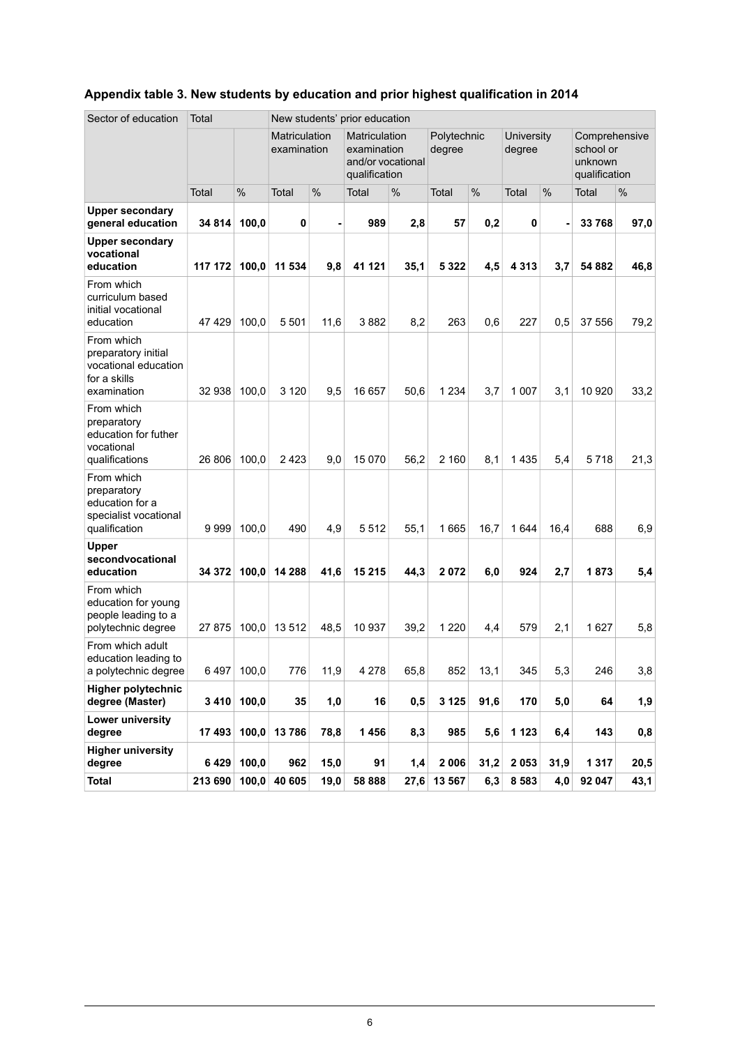### Appendix table 3. New students by education and prior highest qualification in 2014

| Sector of education | Total | | New students' prior education | | | | | | | | | |
|---|---|---|---|---|---|---|---|---|---|---|---|---|
| | | | Matriculation examination | | Matriculation examination and/or vocational qualification | | Polytechnic degree | | University degree | | Comprehensive school or unknown qualification | |
| | Total | % | Total | % | Total | % | Total | % | Total | % | Total | % |
| **Upper secondary general education** | **34 814** | **100,0** | **0** | **-** | **989** | **2,8** | **57** | **0,2** | **0** | **-** | **33 768** | **97,0** |
| **Upper secondary vocational education** | **117 172** | **100,0** | **11 534** | **9,8** | **41 121** | **35,1** | **5 322** | **4,5** | **4 313** | **3,7** | **54 882** | **46,8** |
| From which curriculum based initial vocational education | 47 429 | 100,0 | 5 501 | 11,6 | 3 882 | 8,2 | 263 | 0,6 | 227 | 0,5 | 37 556 | 79,2 |
| From which preparatory initial vocational education for a skills examination | 32 938 | 100,0 | 3 120 | 9,5 | 16 657 | 50,6 | 1 234 | 3,7 | 1 007 | 3,1 | 10 920 | 33,2 |
| From which preparatory education for futher vocational qualifications | 26 806 | 100,0 | 2 423 | 9,0 | 15 070 | 56,2 | 2 160 | 8,1 | 1 435 | 5,4 | 5 718 | 21,3 |
| From which preparatory education for a specialist vocational qualification | 9 999 | 100,0 | 490 | 4,9 | 5 512 | 55,1 | 1 665 | 16,7 | 1 644 | 16,4 | 688 | 6,9 |
| **Upper secondvocational education** | **34 372** | **100,0** | **14 288** | **41,6** | **15 215** | **44,3** | **2 072** | **6,0** | **924** | **2,7** | **1 873** | **5,4** |
| From which education for young people leading to a polytechnic degree | 27 875 | 100,0 | 13 512 | 48,5 | 10 937 | 39,2 | 1 220 | 4,4 | 579 | 2,1 | 1 627 | 5,8 |
| From which adult education leading to a polytechnic degree | 6 497 | 100,0 | 776 | 11,9 | 4 278 | 65,8 | 852 | 13,1 | 345 | 5,3 | 246 | 3,8 |
| **Higher polytechnic degree (Master)** | **3 410** | **100,0** | **35** | **1,0** | **16** | **0,5** | **3 125** | **91,6** | **170** | **5,0** | **64** | **1,9** |
| **Lower university degree** | **17 493** | **100,0** | **13 786** | **78,8** | **1 456** | **8,3** | **985** | **5,6** | **1 123** | **6,4** | **143** | **0,8** |
| **Higher university degree** | **6 429** | **100,0** | **962** | **15,0** | **91** | **1,4** | **2 006** | **31,2** | **2 053** | **31,9** | **1 317** | **20,5** |
| **Total** | **213 690** | **100,0** | **40 605** | **19,0** | **58 888** | **27,6** | **13 567** | **6,3** | **8 583** | **4,0** | **92 047** | **43,1** |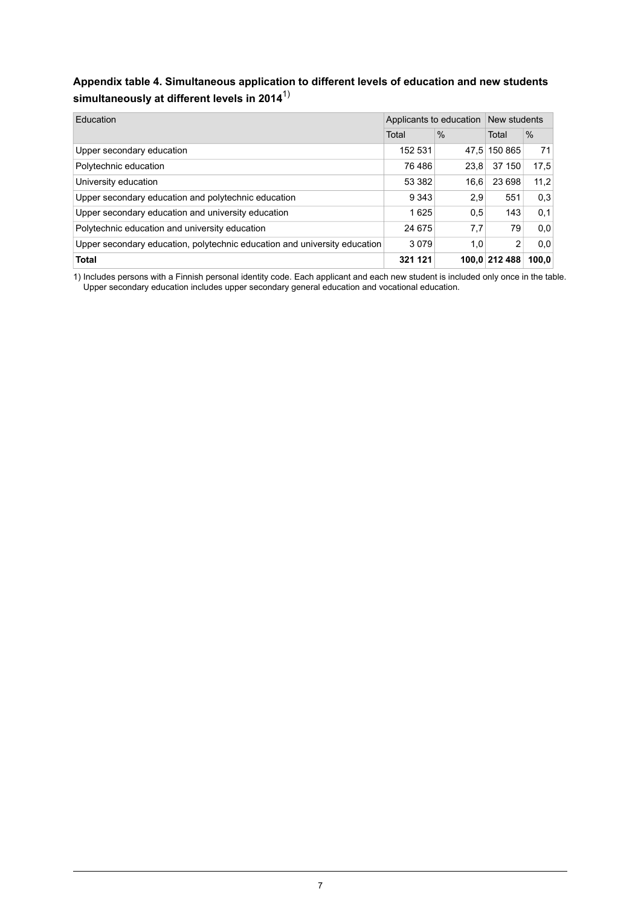### Appendix table 4. Simultaneous application to different levels of education and new students simultaneously at different levels in 2014[1)]

| Education | Applicants to education | | New students | |
|---|---|---|---|---|
| | Total | % | Total | % |
| Upper secondary education | 152 531 | 47,5 | 150 865 | 71 |
| Polytechnic education | 76 486 | 23,8 | 37 150 | 17,5 |
| University education | 53 382 | 16,6 | 23 698 | 11,2 |
| Upper secondary education and polytechnic education | 9 343 | 2,9 | 551 | 0,3 |
| Upper secondary education and university education | 1 625 | 0,5 | 143 | 0,1 |
| Polytechnic education and university education | 24 675 | 7,7 | 79 | 0,0 |
| Upper secondary education, polytechnic education and university education | 3 079 | 1,0 | 2 | 0,0 |
| **Total** | **321 121** | **100,0** | **212 488** | **100,0** |

1) Includes persons with a Finnish personal identity code. Each applicant and each new student is included only once in the table. Upper secondary education includes upper secondary general education and vocational education.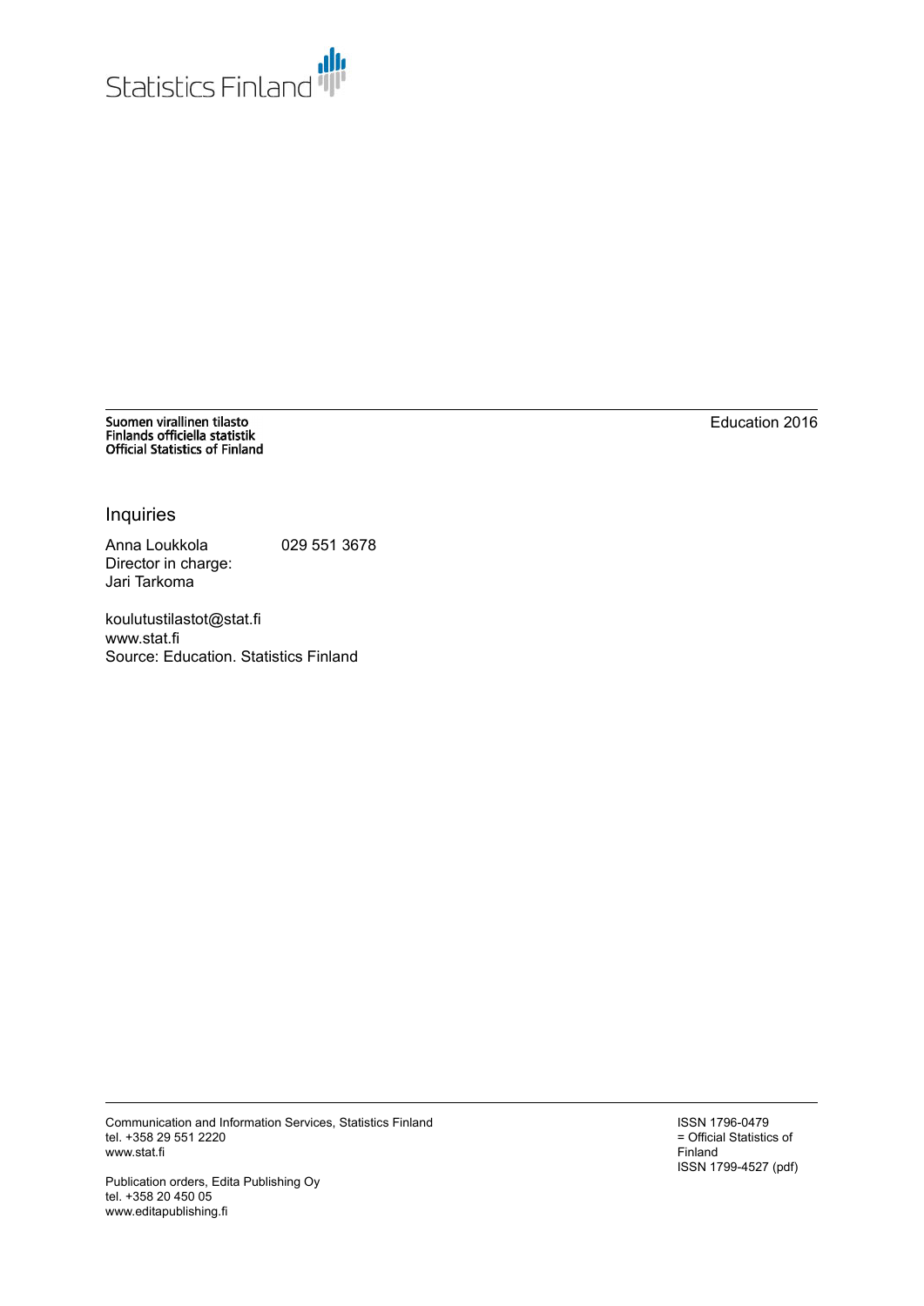Statistics Finland

Suomen virallinen tilasto
Finlands officiella statistik
Official Statistics of Finland

Education 2016

## Inquiries

Anna Loukkola 029 551 3678
Director in charge:
Jari Tarkoma

koulutustilastot@stat.fi
www.stat.fi
Source: Education. Statistics Finland

Communication and Information Services, Statistics Finland
tel. +358 29 551 2220
www.stat.fi

Publication orders, Edita Publishing Oy
tel. +358 20 450 05
www.editapublishing.fi

ISSN 1796-0479
= Official Statistics of Finland
ISSN 1799-4527 (pdf)